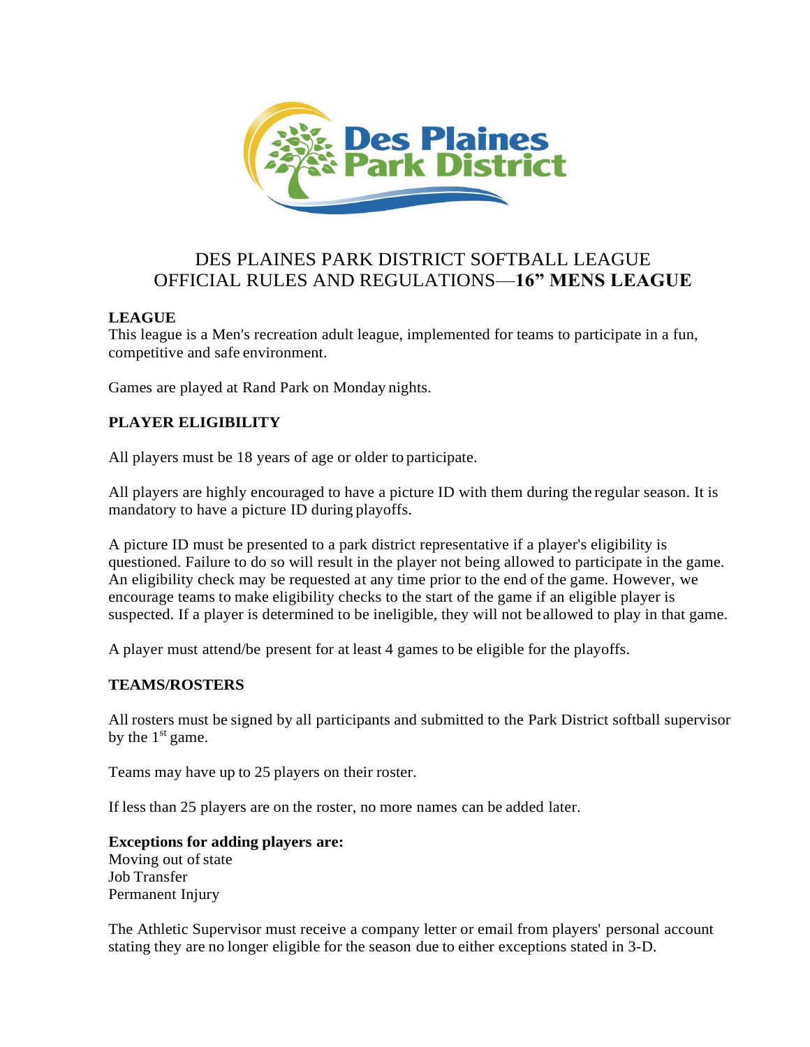# DES PLAINES PARK DISTRICT SOFTBALL LEAGUE
# OFFICIAL RULES AND REGULATIONS—**16" MENS LEAGUE**

**LEAGUE**

This league is a Men's recreation adult league, implemented for teams to participate in a fun, competitive and safe environment.

Games are played at Rand Park on Monday nights.

**PLAYER ELIGIBILITY**

All players must be 18 years of age or older to participate.

All players are highly encouraged to have a picture ID with them during the regular season. It is mandatory to have a picture ID during playoffs.

A picture ID must be presented to a park district representative if a player's eligibility is questioned. Failure to do so will result in the player not being allowed to participate in the game. An eligibility check may be requested at any time prior to the end of the game. However, we encourage teams to make eligibility checks to the start of the game if an eligible player is suspected. If a player is determined to be ineligible, they will not be allowed to play in that game.

A player must attend/be present for at least 4 games to be eligible for the playoffs.

**TEAMS/ROSTERS**

All rosters must be signed by all participants and submitted to the Park District softball supervisor by the 1st game.

Teams may have up to 25 players on their roster.

If less than 25 players are on the roster, no more names can be added later.

**Exceptions for adding players are:**
Moving out of state
Job Transfer
Permanent Injury

The Athletic Supervisor must receive a company letter or email from players' personal account stating they are no longer eligible for the season due to either exceptions stated in 3-D.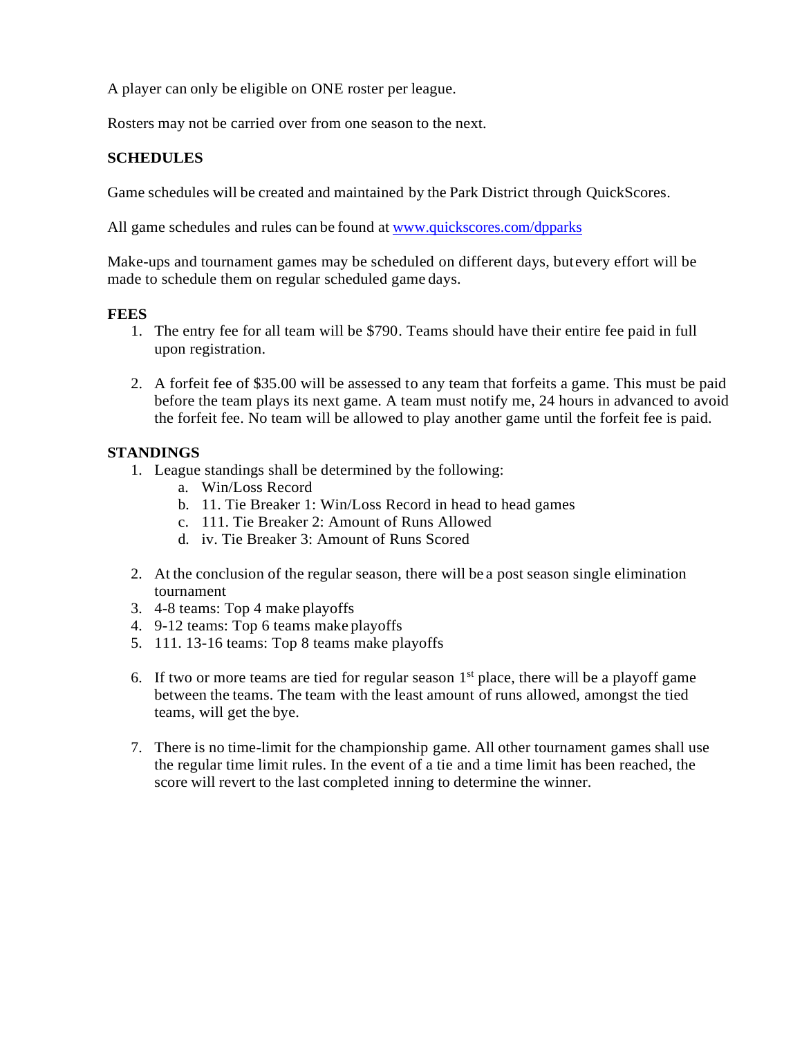A player can only be eligible on ONE roster per league.

Rosters may not be carried over from one season to the next.

**SCHEDULES**

Game schedules will be created and maintained by the Park District through QuickScores.

All game schedules and rules can be found at www.quickscores.com/dpparks

Make-ups and tournament games may be scheduled on different days, butevery effort will be made to schedule them on regular scheduled game days.

**FEES**

1. The entry fee for all team will be $790. Teams should have their entire fee paid in full upon registration.

2. A forfeit fee of $35.00 will be assessed to any team that forfeits a game. This must be paid before the team plays its next game. A team must notify me, 24 hours in advanced to avoid the forfeit fee. No team will be allowed to play another game until the forfeit fee is paid.

**STANDINGS**

1. League standings shall be determined by the following:
   a. Win/Loss Record
   b. 11. Tie Breaker 1: Win/Loss Record in head to head games
   c. 111. Tie Breaker 2: Amount of Runs Allowed
   d. iv. Tie Breaker 3: Amount of Runs Scored

2. At the conclusion of the regular season, there will be a post season single elimination tournament
3. 4-8 teams: Top 4 make playoffs
4. 9-12 teams: Top 6 teams make playoffs
5. 111. 13-16 teams: Top 8 teams make playoffs

6. If two or more teams are tied for regular season 1st place, there will be a playoff game between the teams. The team with the least amount of runs allowed, amongst the tied teams, will get the bye.

7. There is no time-limit for the championship game. All other tournament games shall use the regular time limit rules. In the event of a tie and a time limit has been reached, the score will revert to the last completed inning to determine the winner.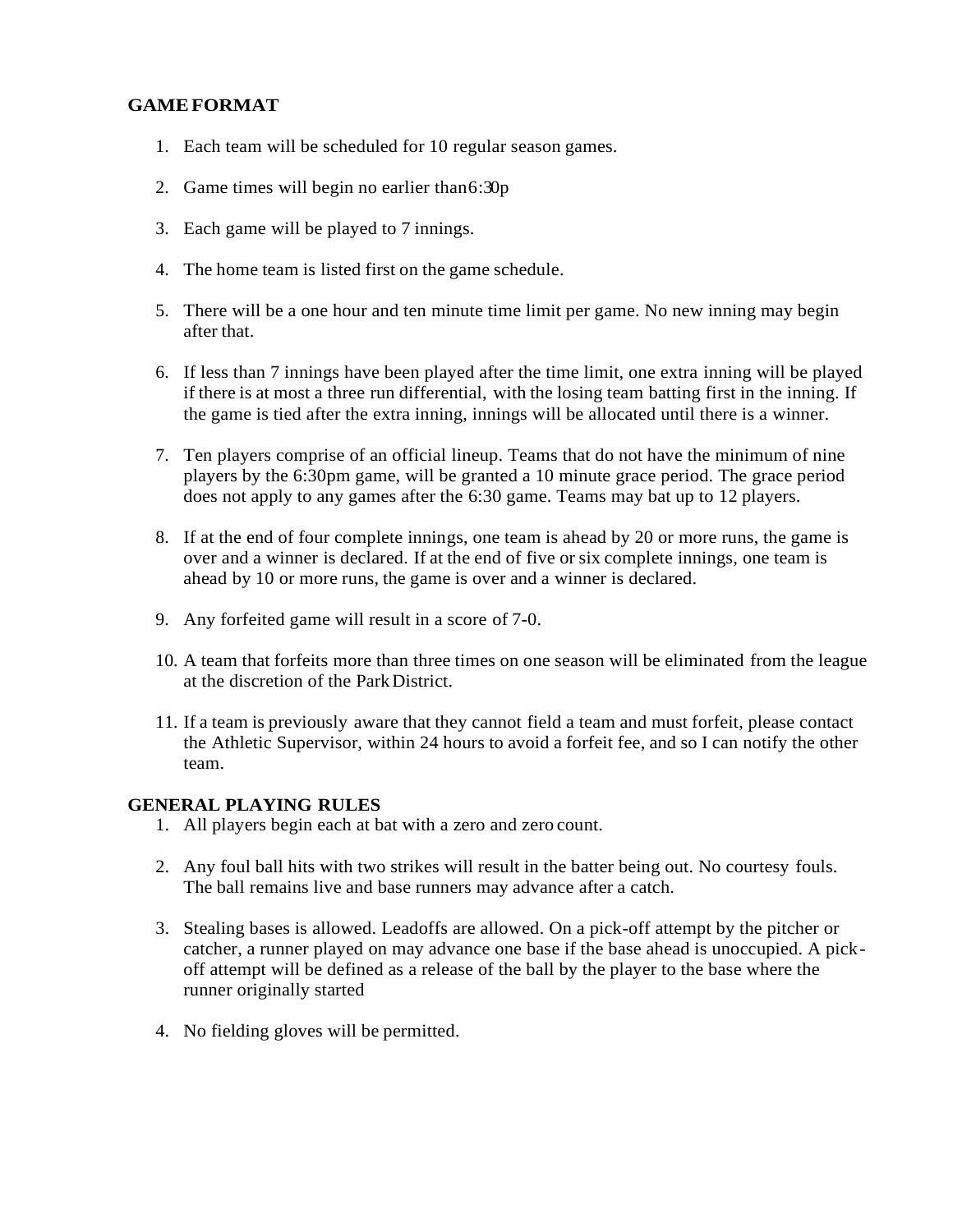**GAME FORMAT**

1. Each team will be scheduled for 10 regular season games.
2. Game times will begin no earlier than 6:30p
3. Each game will be played to 7 innings.
4. The home team is listed first on the game schedule.
5. There will be a one hour and ten minute time limit per game. No new inning may begin after that.
6. If less than 7 innings have been played after the time limit, one extra inning will be played if there is at most a three run differential, with the losing team batting first in the inning. If the game is tied after the extra inning, innings will be allocated until there is a winner.
7. Ten players comprise of an official lineup. Teams that do not have the minimum of nine players by the 6:30pm game, will be granted a 10 minute grace period. The grace period does not apply to any games after the 6:30 game. Teams may bat up to 12 players.
8. If at the end of four complete innings, one team is ahead by 20 or more runs, the game is over and a winner is declared. If at the end of five or six complete innings, one team is ahead by 10 or more runs, the game is over and a winner is declared.
9. Any forfeited game will result in a score of 7-0.
10. A team that forfeits more than three times on one season will be eliminated from the league at the discretion of the Park District.
11. If a team is previously aware that they cannot field a team and must forfeit, please contact the Athletic Supervisor, within 24 hours to avoid a forfeit fee, and so I can notify the other team.

**GENERAL PLAYING RULES**

1. All players begin each at bat with a zero and zero count.
2. Any foul ball hits with two strikes will result in the batter being out. No courtesy fouls. The ball remains live and base runners may advance after a catch.
3. Stealing bases is allowed. Leadoffs are allowed. On a pick-off attempt by the pitcher or catcher, a runner played on may advance one base if the base ahead is unoccupied. A pick-off attempt will be defined as a release of the ball by the player to the base where the runner originally started
4. No fielding gloves will be permitted.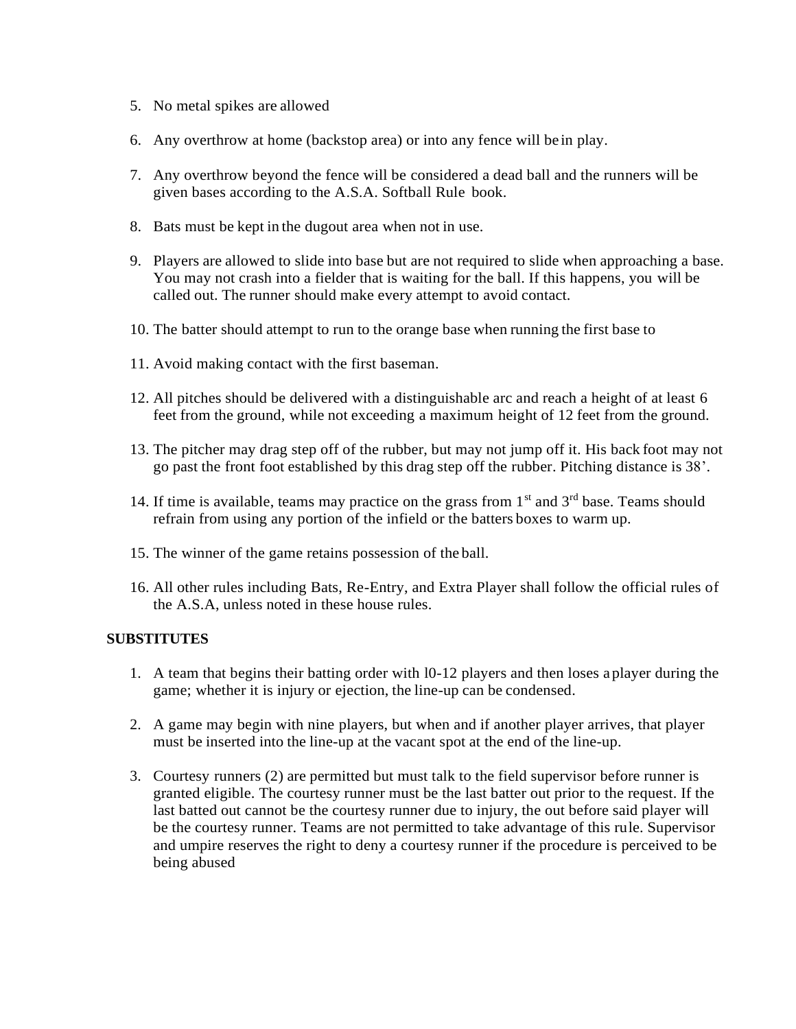5. No metal spikes are allowed

6. Any overthrow at home (backstop area) or into any fence will be in play.

7. Any overthrow beyond the fence will be considered a dead ball and the runners will be given bases according to the A.S.A. Softball Rule book.

8. Bats must be kept in the dugout area when not in use.

9. Players are allowed to slide into base but are not required to slide when approaching a base. You may not crash into a fielder that is waiting for the ball. If this happens, you will be called out. The runner should make every attempt to avoid contact.

10. The batter should attempt to run to the orange base when running the first base to

11. Avoid making contact with the first baseman.

12. All pitches should be delivered with a distinguishable arc and reach a height of at least 6 feet from the ground, while not exceeding a maximum height of 12 feet from the ground.

13. The pitcher may drag step off of the rubber, but may not jump off it. His back foot may not go past the front foot established by this drag step off the rubber. Pitching distance is 38'.

14. If time is available, teams may practice on the grass from 1st and 3rd base. Teams should refrain from using any portion of the infield or the batters boxes to warm up.

15. The winner of the game retains possession of the ball.

16. All other rules including Bats, Re-Entry, and Extra Player shall follow the official rules of the A.S.A, unless noted in these house rules.

**SUBSTITUTES**

1. A team that begins their batting order with l0-12 players and then loses a player during the game; whether it is injury or ejection, the line-up can be condensed.

2. A game may begin with nine players, but when and if another player arrives, that player must be inserted into the line-up at the vacant spot at the end of the line-up.

3. Courtesy runners (2) are permitted but must talk to the field supervisor before runner is granted eligible. The courtesy runner must be the last batter out prior to the request. If the last batted out cannot be the courtesy runner due to injury, the out before said player will be the courtesy runner. Teams are not permitted to take advantage of this rule. Supervisor and umpire reserves the right to deny a courtesy runner if the procedure is perceived to be being abused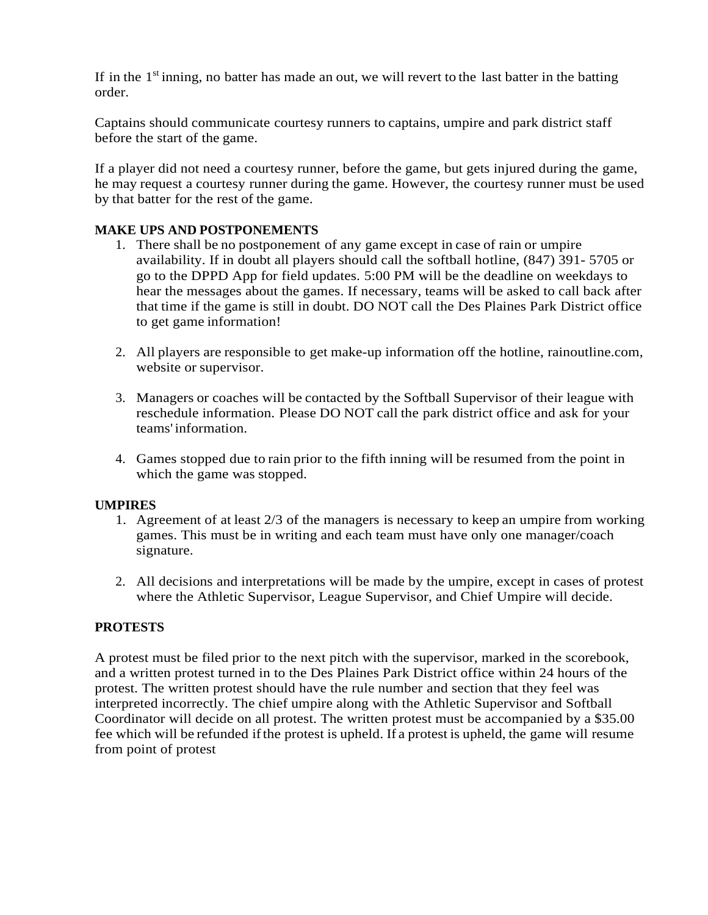If in the 1st inning, no batter has made an out, we will revert to the last batter in the batting order.

Captains should communicate courtesy runners to captains, umpire and park district staff before the start of the game.

If a player did not need a courtesy runner, before the game, but gets injured during the game, he may request a courtesy runner during the game. However, the courtesy runner must be used by that batter for the rest of the game.

**MAKE UPS AND POSTPONEMENTS**

1. There shall be no postponement of any game except in case of rain or umpire availability. If in doubt all players should call the softball hotline, (847) 391- 5705 or go to the DPPD App for field updates. 5:00 PM will be the deadline on weekdays to hear the messages about the games. If necessary, teams will be asked to call back after that time if the game is still in doubt. DO NOT call the Des Plaines Park District office to get game information!

2. All players are responsible to get make-up information off the hotline, rainoutline.com, website or supervisor.

3. Managers or coaches will be contacted by the Softball Supervisor of their league with reschedule information. Please DO NOT call the park district office and ask for your teams' information.

4. Games stopped due to rain prior to the fifth inning will be resumed from the point in which the game was stopped.

**UMPIRES**

1. Agreement of at least 2/3 of the managers is necessary to keep an umpire from working games. This must be in writing and each team must have only one manager/coach signature.

2. All decisions and interpretations will be made by the umpire, except in cases of protest where the Athletic Supervisor, League Supervisor, and Chief Umpire will decide.

**PROTESTS**

A protest must be filed prior to the next pitch with the supervisor, marked in the scorebook, and a written protest turned in to the Des Plaines Park District office within 24 hours of the protest. The written protest should have the rule number and section that they feel was interpreted incorrectly. The chief umpire along with the Athletic Supervisor and Softball Coordinator will decide on all protest. The written protest must be accompanied by a $35.00 fee which will be refunded if the protest is upheld. If a protest is upheld, the game will resume from point of protest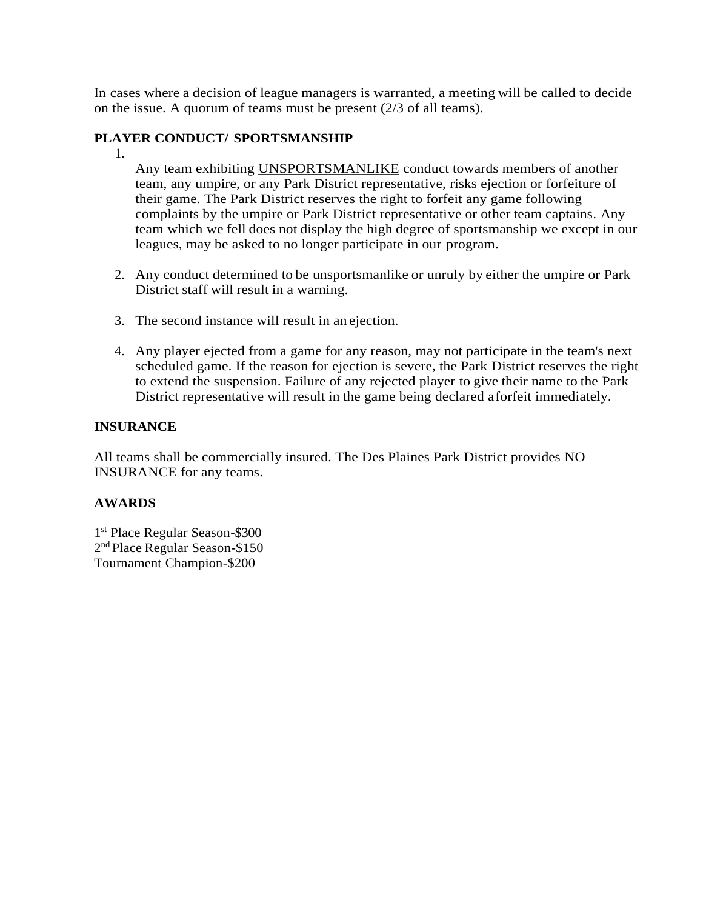In cases where a decision of league managers is warranted, a meeting will be called to decide on the issue. A quorum of teams must be present (2/3 of all teams).

**PLAYER CONDUCT/ SPORTSMANSHIP**

1. Any team exhibiting UNSPORTSMANLIKE conduct towards members of another team, any umpire, or any Park District representative, risks ejection or forfeiture of their game. The Park District reserves the right to forfeit any game following complaints by the umpire or Park District representative or other team captains. Any team which we fell does not display the high degree of sportsmanship we except in our leagues, may be asked to no longer participate in our program.

2. Any conduct determined to be unsportsmanlike or unruly by either the umpire or Park District staff will result in a warning.

3. The second instance will result in an ejection.

4. Any player ejected from a game for any reason, may not participate in the team's next scheduled game. If the reason for ejection is severe, the Park District reserves the right to extend the suspension. Failure of any rejected player to give their name to the Park District representative will result in the game being declared a forfeit immediately.

**INSURANCE**

All teams shall be commercially insured. The Des Plaines Park District provides NO INSURANCE for any teams.

**AWARDS**

1st Place Regular Season-$300
2nd Place Regular Season-$150
Tournament Champion-$200